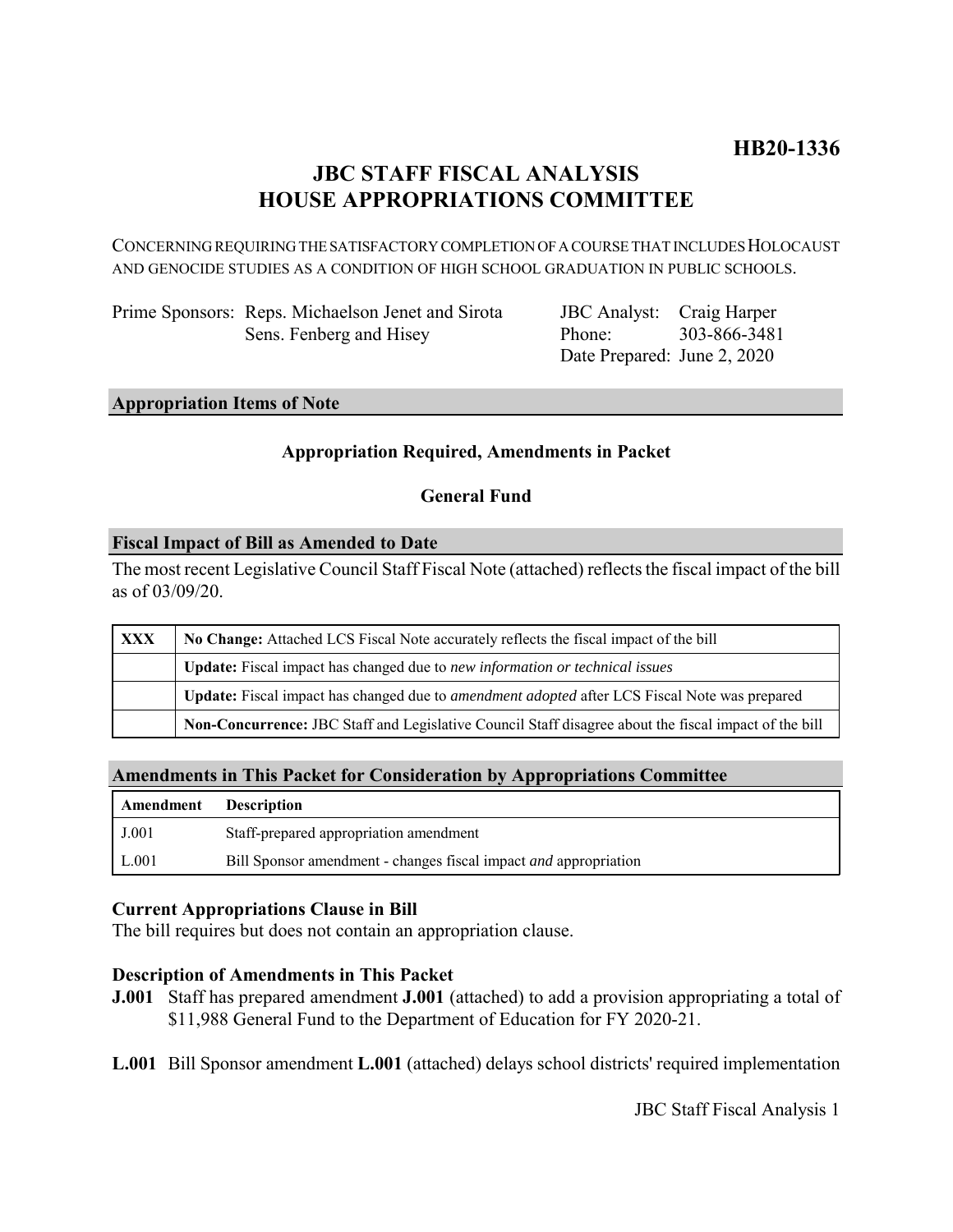**HB20-1336**

# JBC STAFF FISCAL ANALYSIS
# HOUSE APPROPRIATIONS COMMITTEE

CONCERNING REQUIRING THE SATISFACTORY COMPLETION OF A COURSE THAT INCLUDES HOLOCAUST AND GENOCIDE STUDIES AS A CONDITION OF HIGH SCHOOL GRADUATION IN PUBLIC SCHOOLS.

| | | | |
|---|---|---|---|
| Prime Sponsors: | Reps. Michaelson Jenet and Sirota<br>Sens. Fenberg and Hisey | JBC Analyst:<br>Phone:<br>Date Prepared: | Craig Harper<br>303-866-3481<br>June 2, 2020 |

## Appropriation Items of Note

**Appropriation Required, Amendments in Packet**

**General Fund**

## Fiscal Impact of Bill as Amended to Date

The most recent Legislative Council Staff Fiscal Note (attached) reflects the fiscal impact of the bill as of 03/09/20.

| | |
|---|---|
| **XXX** | **No Change:** Attached LCS Fiscal Note accurately reflects the fiscal impact of the bill |
| | **Update:** Fiscal impact has changed due to *new information or technical issues* |
| | **Update:** Fiscal impact has changed due to *amendment adopted* after LCS Fiscal Note was prepared |
| | **Non-Concurrence:** JBC Staff and Legislative Council Staff disagree about the fiscal impact of the bill |

## Amendments in This Packet for Consideration by Appropriations Committee

| Amendment | Description |
|---|---|
| J.001 | Staff-prepared appropriation amendment |
| L.001 | Bill Sponsor amendment - changes fiscal impact *and* appropriation |

### Current Appropriations Clause in Bill

The bill requires but does not contain an appropriation clause.

### Description of Amendments in This Packet

**J.001** Staff has prepared amendment **J.001** (attached) to add a provision appropriating a total of $11,988 General Fund to the Department of Education for FY 2020-21.

**L.001** Bill Sponsor amendment **L.001** (attached) delays school districts' required implementation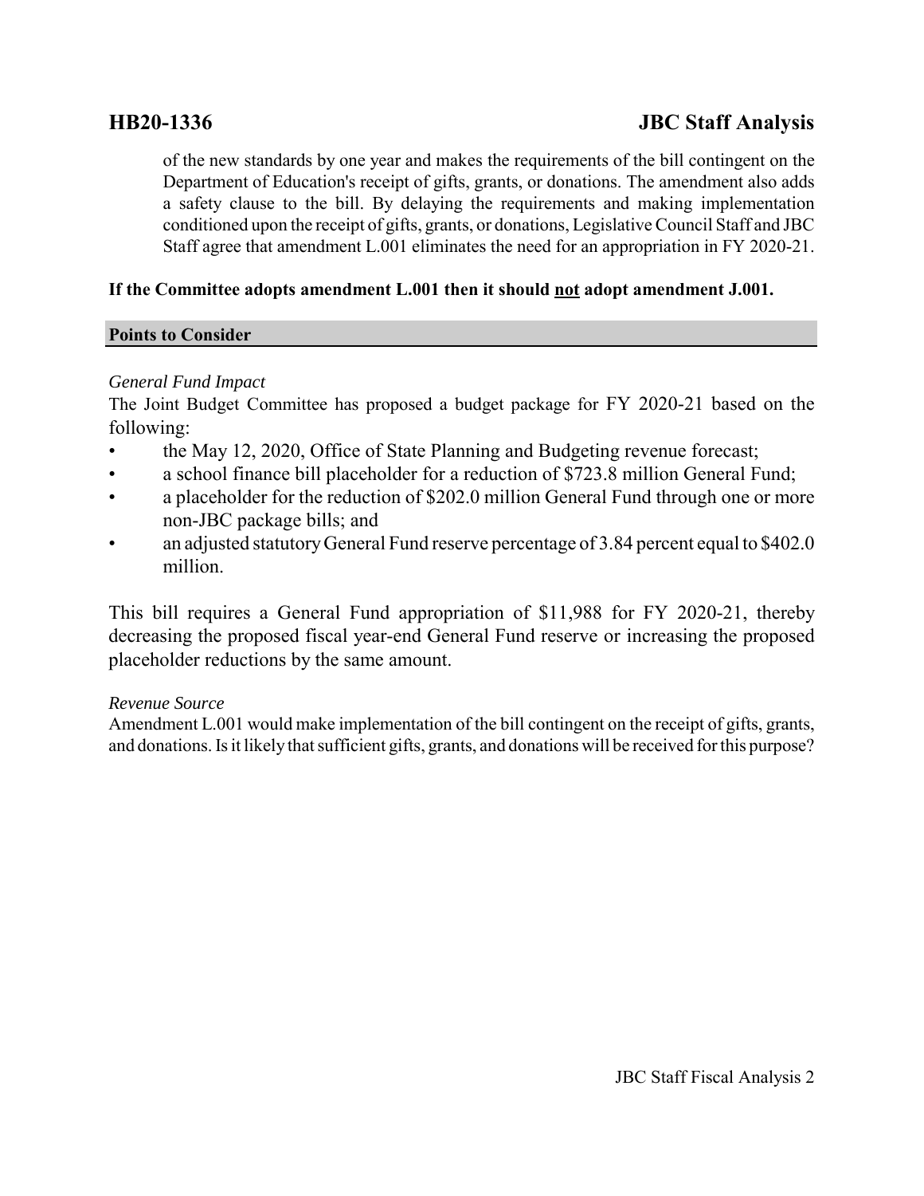of the new standards by one year and makes the requirements of the bill contingent on the Department of Education's receipt of gifts, grants, or donations. The amendment also adds a safety clause to the bill. By delaying the requirements and making implementation conditioned upon the receipt of gifts, grants, or donations, Legislative Council Staff and JBC Staff agree that amendment L.001 eliminates the need for an appropriation in FY 2020-21.

**If the Committee adopts amendment L.001 then it should <u>not</u> adopt amendment J.001.**

## Points to Consider

*General Fund Impact*

The Joint Budget Committee has proposed a budget package for FY 2020-21 based on the following:

- the May 12, 2020, Office of State Planning and Budgeting revenue forecast;
- a school finance bill placeholder for a reduction of $723.8 million General Fund;
- a placeholder for the reduction of $202.0 million General Fund through one or more non-JBC package bills; and
- an adjusted statutory General Fund reserve percentage of 3.84 percent equal to $402.0 million.

This bill requires a General Fund appropriation of $11,988 for FY 2020-21, thereby decreasing the proposed fiscal year-end General Fund reserve or increasing the proposed placeholder reductions by the same amount.

*Revenue Source*

Amendment L.001 would make implementation of the bill contingent on the receipt of gifts, grants, and donations. Is it likely that sufficient gifts, grants, and donations will be received for this purpose?